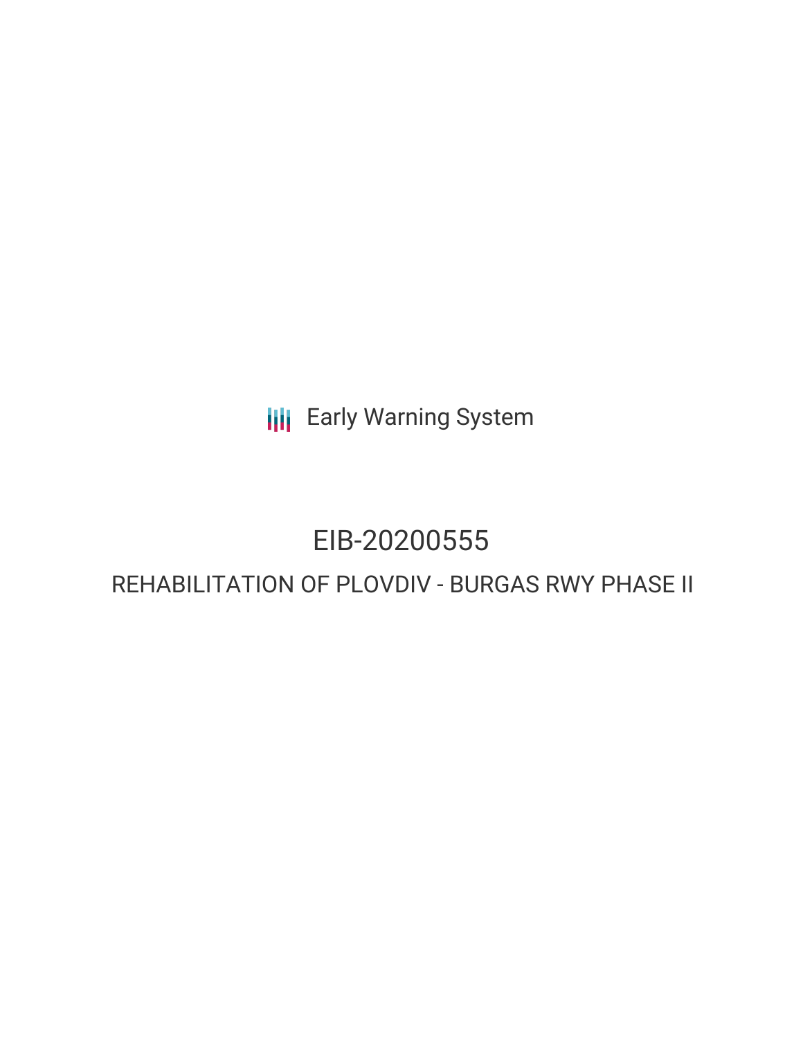Early Warning System

# EIB-20200555

## REHABILITATION OF PLOVDIV - BURGAS RWY PHASE II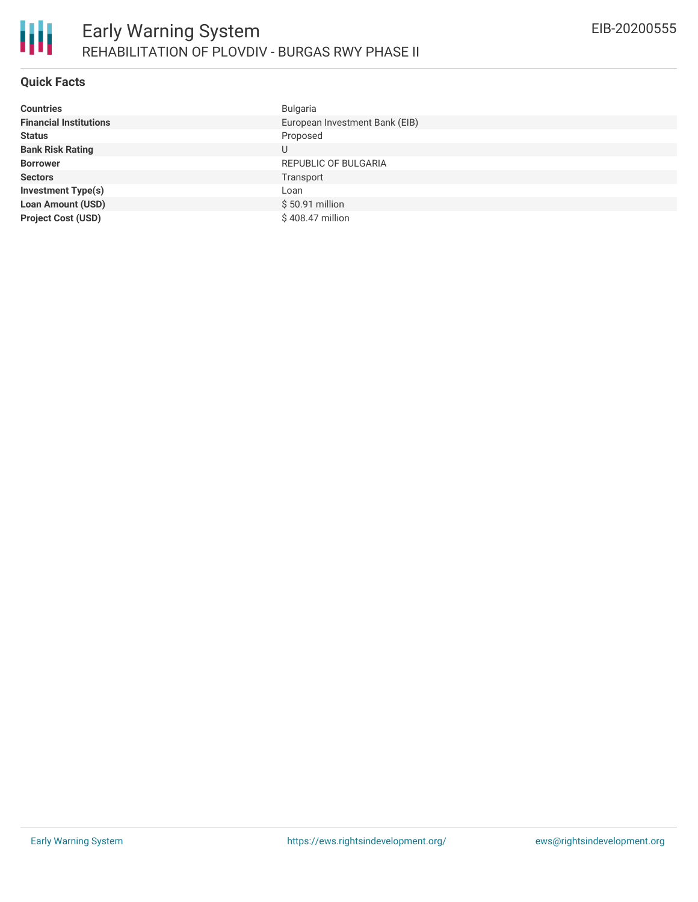# Early Warning System

## REHABILITATION OF PLOVDIV - BURGAS RWY PHASE II

EIB-20200555

### Quick Facts

| | |
|---|---|
| **Countries** | Bulgaria |
| **Financial Institutions** | European Investment Bank (EIB) |
| **Status** | Proposed |
| **Bank Risk Rating** | U |
| **Borrower** | REPUBLIC OF BULGARIA |
| **Sectors** | Transport |
| **Investment Type(s)** | Loan |
| **Loan Amount (USD)** | $ 50.91 million |
| **Project Cost (USD)** | $ 408.47 million |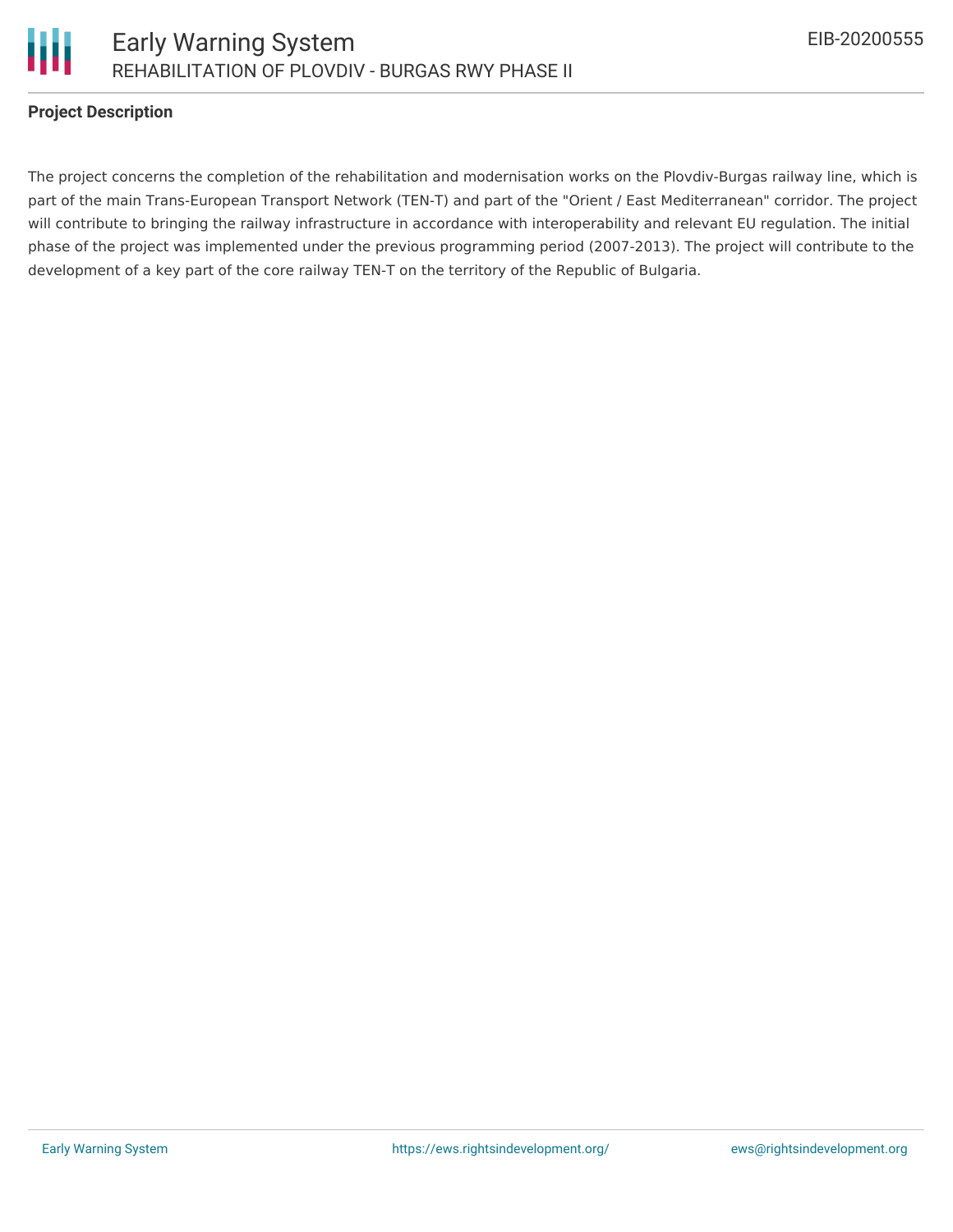**Project Description**

The project concerns the completion of the rehabilitation and modernisation works on the Plovdiv-Burgas railway line, which is part of the main Trans-European Transport Network (TEN-T) and part of the "Orient / East Mediterranean" corridor. The project will contribute to bringing the railway infrastructure in accordance with interoperability and relevant EU regulation. The initial phase of the project was implemented under the previous programming period (2007-2013). The project will contribute to the development of a key part of the core railway TEN-T on the territory of the Republic of Bulgaria.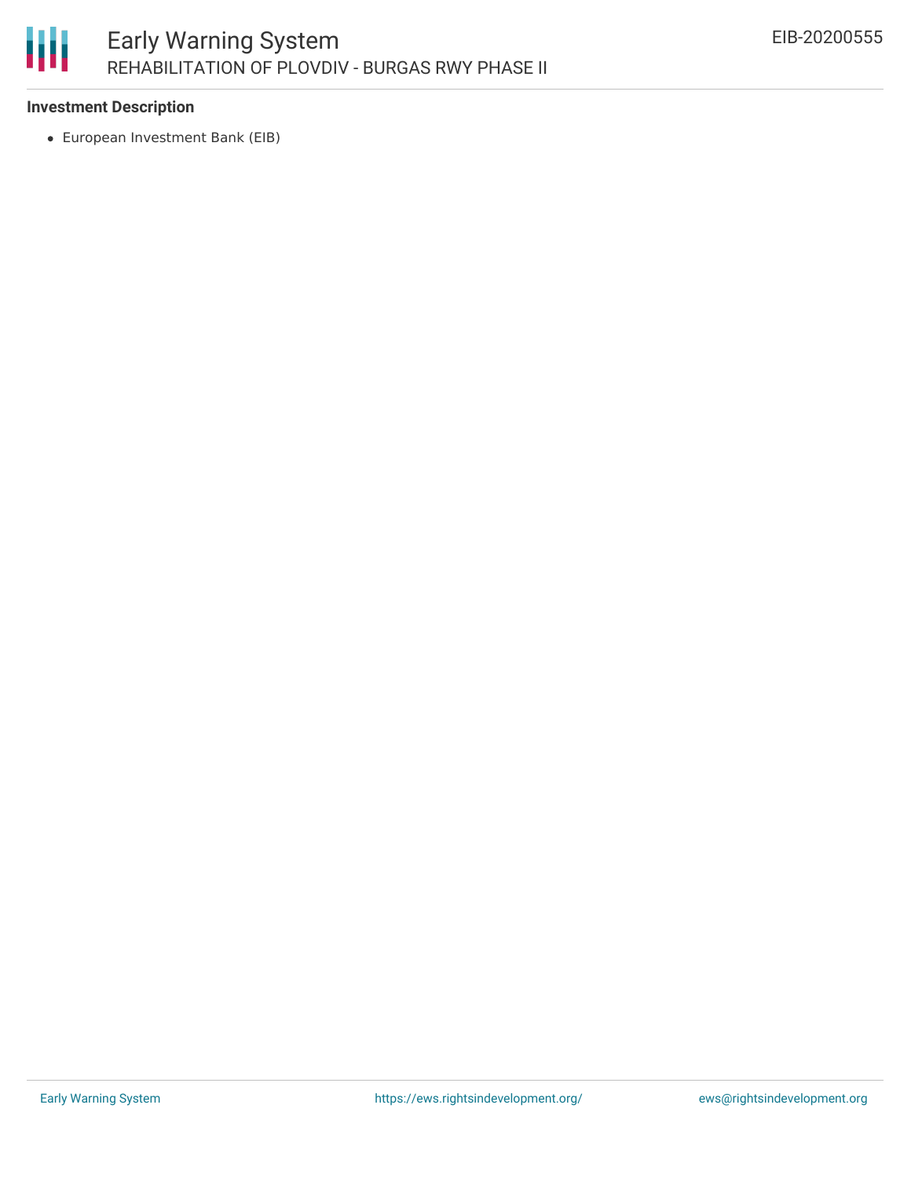### Investment Description

- European Investment Bank (EIB)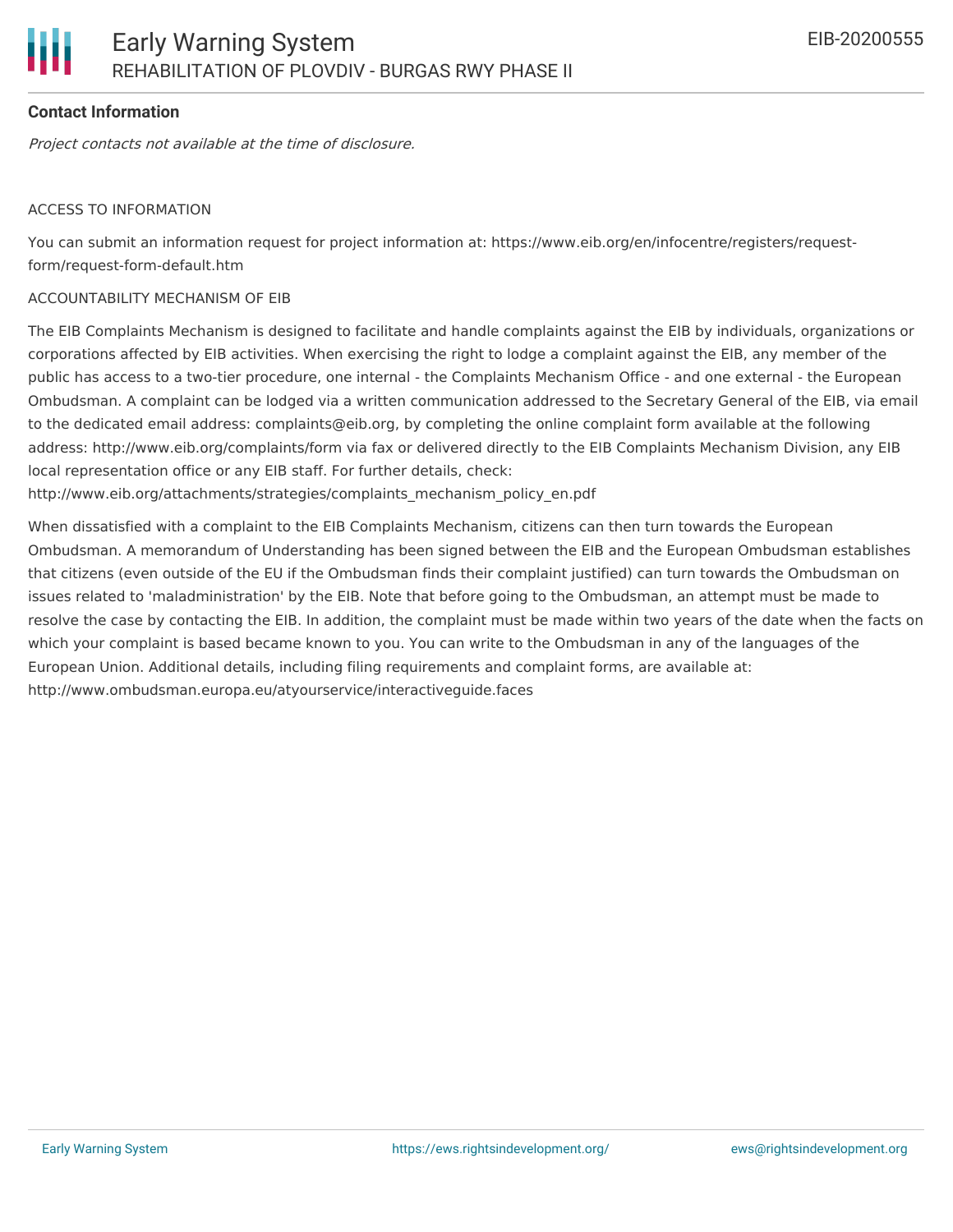**Contact Information**

*Project contacts not available at the time of disclosure.*

ACCESS TO INFORMATION

You can submit an information request for project information at: https://www.eib.org/en/infocentre/registers/request-form/request-form-default.htm

ACCOUNTABILITY MECHANISM OF EIB

The EIB Complaints Mechanism is designed to facilitate and handle complaints against the EIB by individuals, organizations or corporations affected by EIB activities. When exercising the right to lodge a complaint against the EIB, any member of the public has access to a two-tier procedure, one internal - the Complaints Mechanism Office - and one external - the European Ombudsman. A complaint can be lodged via a written communication addressed to the Secretary General of the EIB, via email to the dedicated email address: complaints@eib.org, by completing the online complaint form available at the following address: http://www.eib.org/complaints/form via fax or delivered directly to the EIB Complaints Mechanism Division, any EIB local representation office or any EIB staff. For further details, check: http://www.eib.org/attachments/strategies/complaints_mechanism_policy_en.pdf

When dissatisfied with a complaint to the EIB Complaints Mechanism, citizens can then turn towards the European Ombudsman. A memorandum of Understanding has been signed between the EIB and the European Ombudsman establishes that citizens (even outside of the EU if the Ombudsman finds their complaint justified) can turn towards the Ombudsman on issues related to 'maladministration' by the EIB. Note that before going to the Ombudsman, an attempt must be made to resolve the case by contacting the EIB. In addition, the complaint must be made within two years of the date when the facts on which your complaint is based became known to you. You can write to the Ombudsman in any of the languages of the European Union. Additional details, including filing requirements and complaint forms, are available at: http://www.ombudsman.europa.eu/atyourservice/interactiveguide.faces